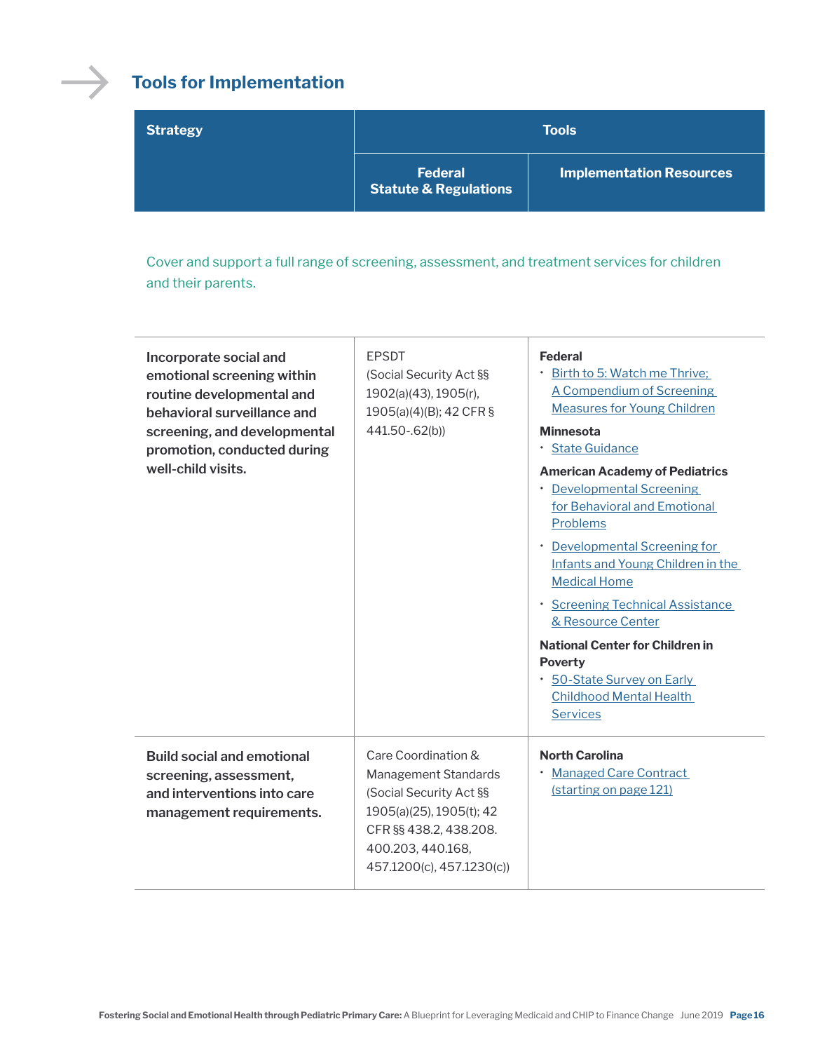## Tools for Implementation

| Strategy | Tools | |
|---|---|---|
| | Federal Statute & Regulations | Implementation Resources |
| Cover and support a full range of screening, assessment, and treatment services for children and their parents. | | |
| **Incorporate social and emotional screening within routine developmental and behavioral surveillance and screening, and developmental promotion, conducted during well-child visits.** | EPSDT (Social Security Act §§ 1902(a)(43), 1905(r), 1905(a)(4)(B); 42 CFR § 441.50-.62(b)) | **Federal**<br>• Birth to 5: Watch me Thrive; A Compendium of Screening Measures for Young Children<br>**Minnesota**<br>• State Guidance<br>**American Academy of Pediatrics**<br>• Developmental Screening for Behavioral and Emotional Problems<br>• Developmental Screening for Infants and Young Children in the Medical Home<br>• Screening Technical Assistance & Resource Center<br>**National Center for Children in Poverty**<br>• 50-State Survey on Early Childhood Mental Health Services |
| **Build social and emotional screening, assessment, and interventions into care management requirements.** | Care Coordination & Management Standards (Social Security Act §§ 1905(a)(25), 1905(t); 42 CFR §§ 438.2, 438.208. 400.203, 440.168, 457.1200(c), 457.1230(c)) | **North Carolina**<br>• Managed Care Contract (starting on page 121) |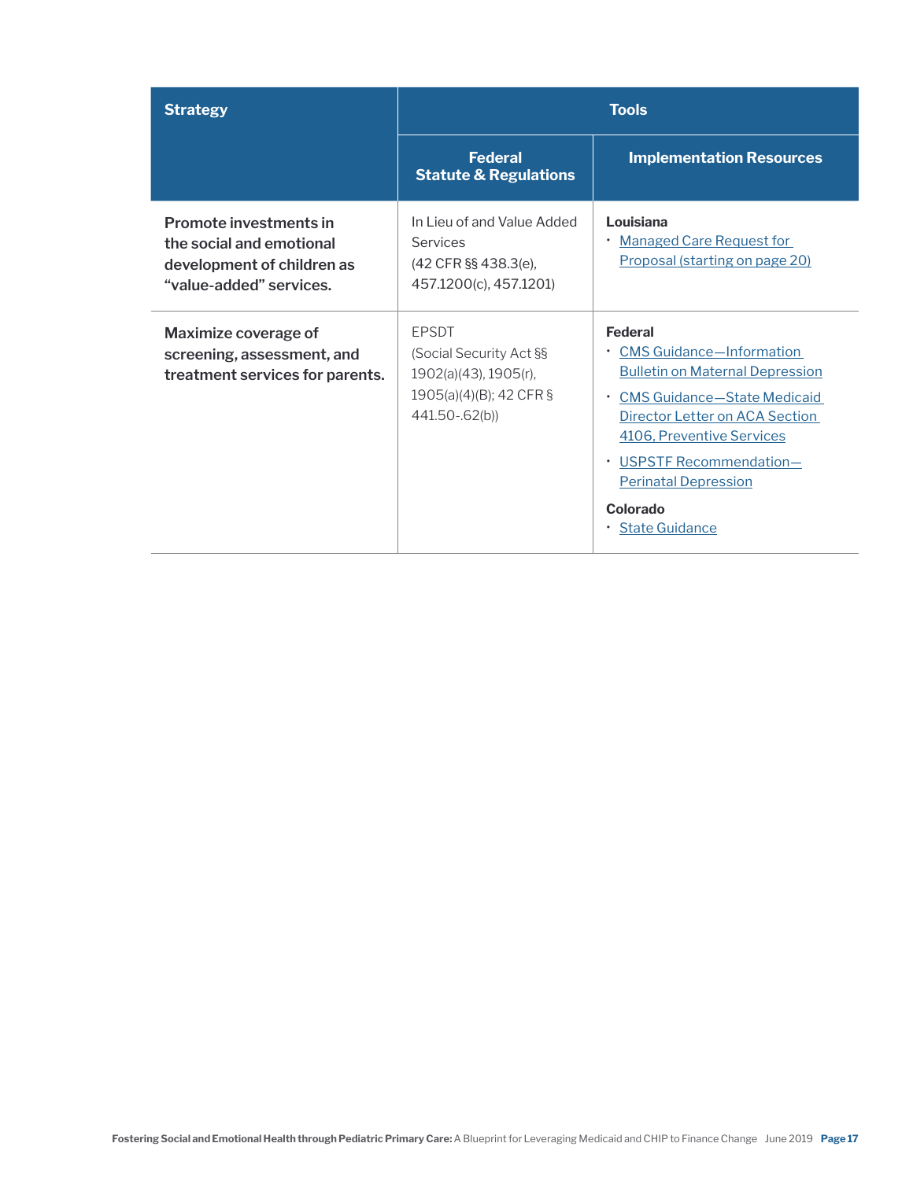| Strategy | Tools | |
|---|---|---|
| | **Federal Statute & Regulations** | **Implementation Resources** |
| **Promote investments in the social and emotional development of children as "value-added" services.** | In Lieu of and Value Added Services (42 CFR §§ 438.3(e), 457.1200(c), 457.1201) | **Louisiana**<br>• Managed Care Request for Proposal (starting on page 20) |
| **Maximize coverage of screening, assessment, and treatment services for parents.** | EPSDT (Social Security Act §§ 1902(a)(43), 1905(r), 1905(a)(4)(B); 42 CFR § 441.50-.62(b)) | **Federal**<br>• CMS Guidance—Information Bulletin on Maternal Depression<br>• CMS Guidance—State Medicaid Director Letter on ACA Section 4106, Preventive Services<br>• USPSTF Recommendation—Perinatal Depression<br>**Colorado**<br>• State Guidance |